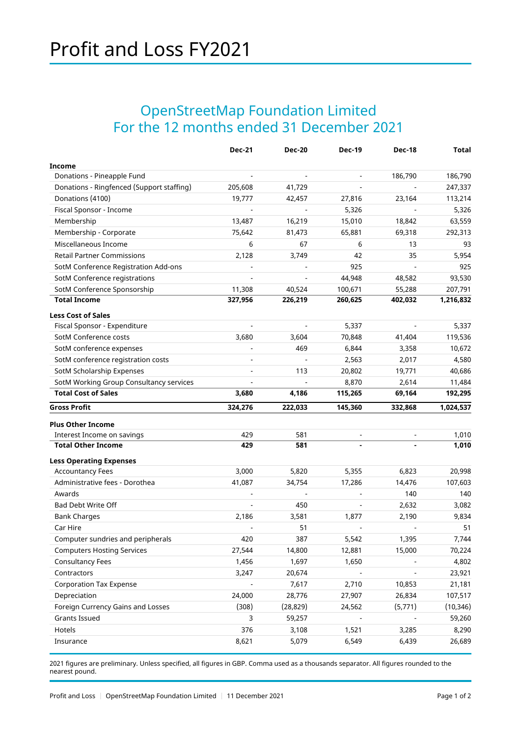# Profit and Loss FY2021

## OpenStreetMap Foundation Limited
## For the 12 months ended 31 December 2021

| | Dec-21 | Dec-20 | Dec-19 | Dec-18 | Total |
|---|---|---|---|---|---|
| **Income** | | | | | |
| Donations - Pineapple Fund | - | - | - | 186,790 | 186,790 |
| Donations - Ringfenced (Support staffing) | 205,608 | 41,729 | - | - | 247,337 |
| Donations (4100) | 19,777 | 42,457 | 27,816 | 23,164 | 113,214 |
| Fiscal Sponsor - Income | - | - | 5,326 | - | 5,326 |
| Membership | 13,487 | 16,219 | 15,010 | 18,842 | 63,559 |
| Membership - Corporate | 75,642 | 81,473 | 65,881 | 69,318 | 292,313 |
| Miscellaneous Income | 6 | 67 | 6 | 13 | 93 |
| Retail Partner Commissions | 2,128 | 3,749 | 42 | 35 | 5,954 |
| SotM Conference Registration Add-ons | - | - | 925 | - | 925 |
| SotM Conference registrations | - | - | 44,948 | 48,582 | 93,530 |
| SotM Conference Sponsorship | 11,308 | 40,524 | 100,671 | 55,288 | 207,791 |
| **Total Income** | **327,956** | **226,219** | **260,625** | **402,032** | **1,216,832** |
| **Less Cost of Sales** | | | | | |
| Fiscal Sponsor - Expenditure | - | - | 5,337 | - | 5,337 |
| SotM Conference costs | 3,680 | 3,604 | 70,848 | 41,404 | 119,536 |
| SotM conference expenses | - | 469 | 6,844 | 3,358 | 10,672 |
| SotM conference registration costs | - | - | 2,563 | 2,017 | 4,580 |
| SotM Scholarship Expenses | - | 113 | 20,802 | 19,771 | 40,686 |
| SotM Working Group Consultancy services | - | - | 8,870 | 2,614 | 11,484 |
| **Total Cost of Sales** | **3,680** | **4,186** | **115,265** | **69,164** | **192,295** |
| **Gross Profit** | **324,276** | **222,033** | **145,360** | **332,868** | **1,024,537** |
| **Plus Other Income** | | | | | |
| Interest Income on savings | 429 | 581 | - | - | 1,010 |
| **Total Other Income** | **429** | **581** | **-** | **-** | **1,010** |
| **Less Operating Expenses** | | | | | |
| Accountancy Fees | 3,000 | 5,820 | 5,355 | 6,823 | 20,998 |
| Administrative fees - Dorothea | 41,087 | 34,754 | 17,286 | 14,476 | 107,603 |
| Awards | - | - | - | 140 | 140 |
| Bad Debt Write Off | - | 450 | - | 2,632 | 3,082 |
| Bank Charges | 2,186 | 3,581 | 1,877 | 2,190 | 9,834 |
| Car Hire | - | 51 | - | - | 51 |
| Computer sundries and peripherals | 420 | 387 | 5,542 | 1,395 | 7,744 |
| Computers Hosting Services | 27,544 | 14,800 | 12,881 | 15,000 | 70,224 |
| Consultancy Fees | 1,456 | 1,697 | 1,650 | - | 4,802 |
| Contractors | 3,247 | 20,674 | - | - | 23,921 |
| Corporation Tax Expense | - | 7,617 | 2,710 | 10,853 | 21,181 |
| Depreciation | 24,000 | 28,776 | 27,907 | 26,834 | 107,517 |
| Foreign Currency Gains and Losses | (308) | (28,829) | 24,562 | (5,771) | (10,346) |
| Grants Issued | 3 | 59,257 | - | - | 59,260 |
| Hotels | 376 | 3,108 | 1,521 | 3,285 | 8,290 |
| Insurance | 8,621 | 5,079 | 6,549 | 6,439 | 26,689 |

2021 figures are preliminary. Unless specified, all figures in GBP. Comma used as a thousands separator. All figures rounded to the nearest pound.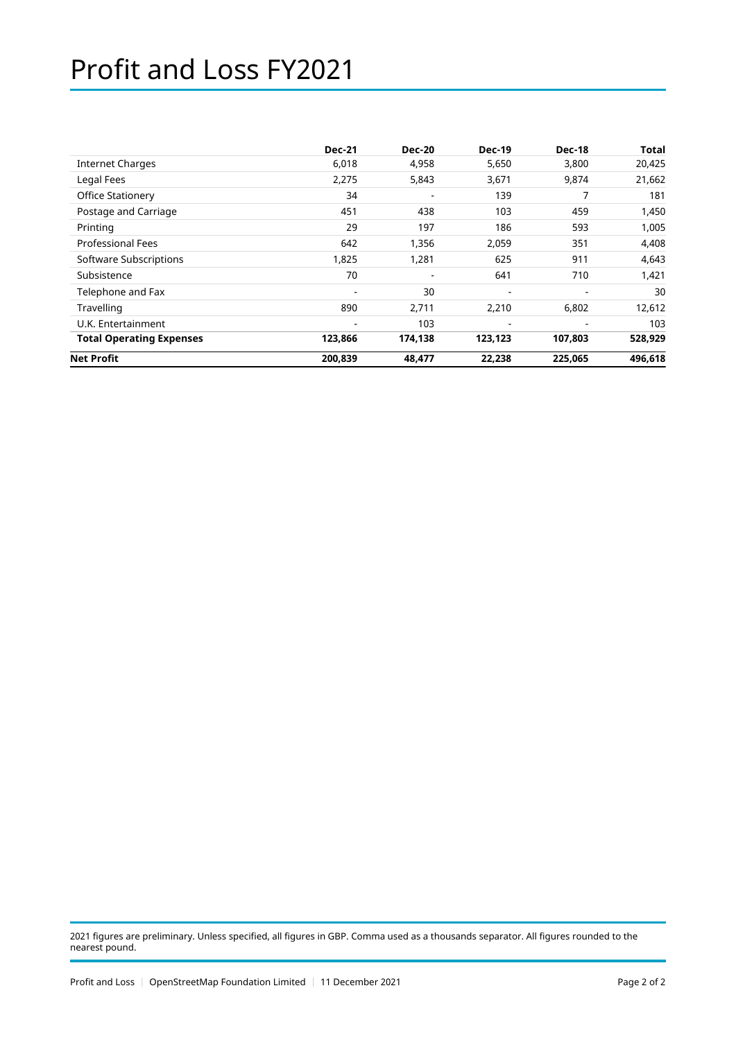# Profit and Loss FY2021

| | Dec-21 | Dec-20 | Dec-19 | Dec-18 | Total |
|---|---|---|---|---|---|
| Internet Charges | 6,018 | 4,958 | 5,650 | 3,800 | 20,425 |
| Legal Fees | 2,275 | 5,843 | 3,671 | 9,874 | 21,662 |
| Office Stationery | 34 | - | 139 | 7 | 181 |
| Postage and Carriage | 451 | 438 | 103 | 459 | 1,450 |
| Printing | 29 | 197 | 186 | 593 | 1,005 |
| Professional Fees | 642 | 1,356 | 2,059 | 351 | 4,408 |
| Software Subscriptions | 1,825 | 1,281 | 625 | 911 | 4,643 |
| Subsistence | 70 | - | 641 | 710 | 1,421 |
| Telephone and Fax | - | 30 | - | - | 30 |
| Travelling | 890 | 2,711 | 2,210 | 6,802 | 12,612 |
| U.K. Entertainment | - | 103 | - | - | 103 |
| **Total Operating Expenses** | **123,866** | **174,138** | **123,123** | **107,803** | **528,929** |
| **Net Profit** | **200,839** | **48,477** | **22,238** | **225,065** | **496,618** |

2021 figures are preliminary. Unless specified, all figures in GBP. Comma used as a thousands separator. All figures rounded to the nearest pound.